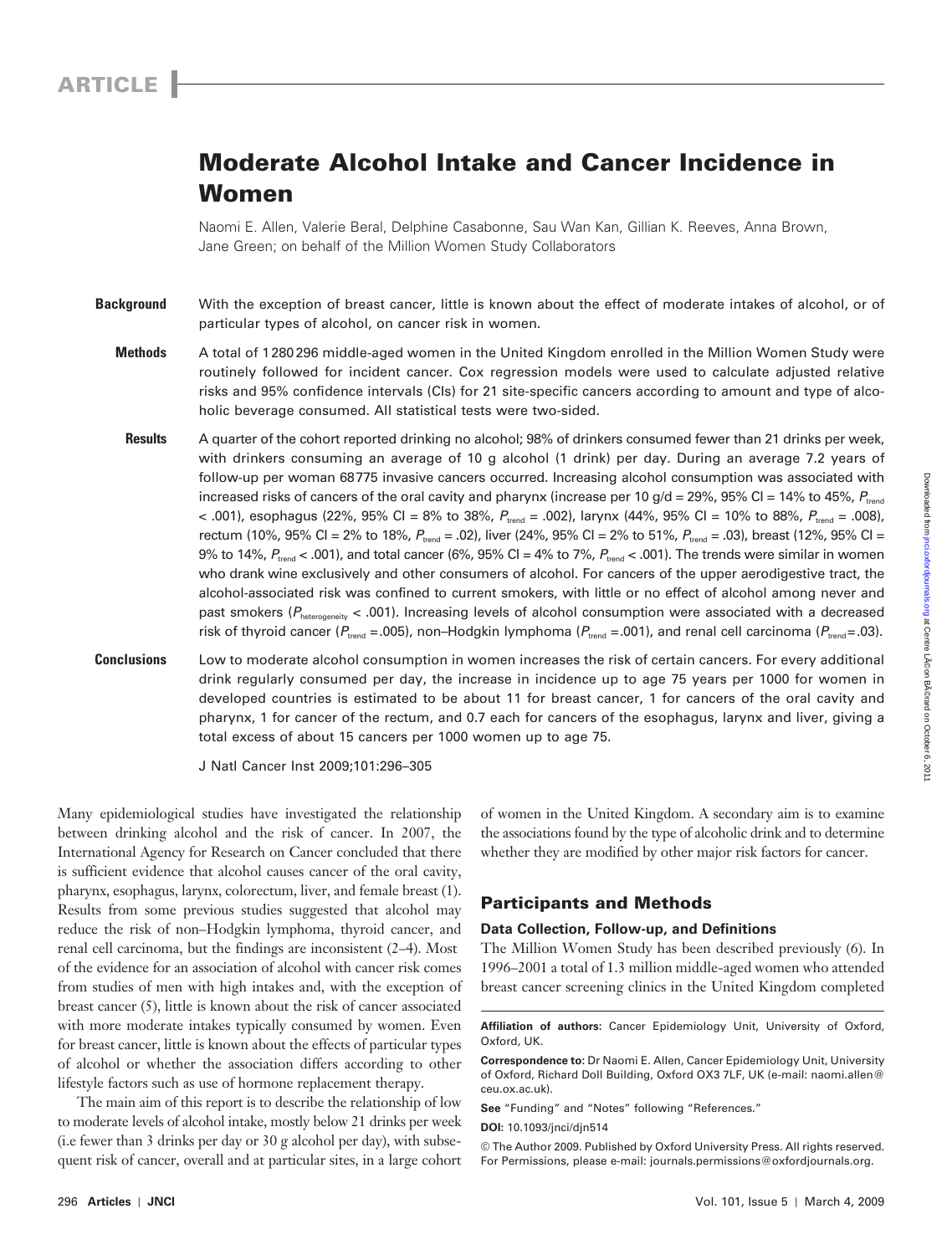ARTICLE

# Moderate Alcohol Intake and Cancer Incidence in Women

Naomi E. Allen, Valerie Beral, Delphine Casabonne, Sau Wan Kan, Gillian K. Reeves, Anna Brown, Jane Green; on behalf of the Million Women Study Collaborators

**Background** With the exception of breast cancer, little is known about the effect of moderate intakes of alcohol, or of particular types of alcohol, on cancer risk in women.

**Methods** A total of 1 280 296 middle-aged women in the United Kingdom enrolled in the Million Women Study were routinely followed for incident cancer. Cox regression models were used to calculate adjusted relative risks and 95% confidence intervals (CIs) for 21 site-specific cancers according to amount and type of alcoholic beverage consumed. All statistical tests were two-sided.

**Results** A quarter of the cohort reported drinking no alcohol; 98% of drinkers consumed fewer than 21 drinks per week, with drinkers consuming an average of 10 g alcohol (1 drink) per day. During an average 7.2 years of follow-up per woman 68 775 invasive cancers occurred. Increasing alcohol consumption was associated with increased risks of cancers of the oral cavity and pharynx (increase per 10 g/d = 29%, 95% CI = 14% to 45%, $P_{trend} < .001$), esophagus (22%, 95% CI = 8% to 38%, $P_{trend} = .002$), larynx (44%, 95% CI = 10% to 88%, $P_{trend} = .008$), rectum (10%, 95% CI = 2% to 18%, $P_{trend} = .02$), liver (24%, 95% CI = 2% to 51%, $P_{trend} = .03$), breast (12%, 95% CI = 9% to 14%, $P_{trend} < .001$), and total cancer (6%, 95% CI = 4% to 7%, $P_{trend} < .001$). The trends were similar in women who drank wine exclusively and other consumers of alcohol. For cancers of the upper aerodigestive tract, the alcohol-associated risk was confined to current smokers, with little or no effect of alcohol among never and past smokers ($P_{heterogeneity} < .001$). Increasing levels of alcohol consumption were associated with a decreased risk of thyroid cancer ($P_{trend} = .005$), non–Hodgkin lymphoma ($P_{trend} = .001$), and renal cell carcinoma ($P_{trend} = .03$).

**Conclusions** Low to moderate alcohol consumption in women increases the risk of certain cancers. For every additional drink regularly consumed per day, the increase in incidence up to age 75 years per 1000 for women in developed countries is estimated to be about 11 for breast cancer, 1 for cancers of the oral cavity and pharynx, 1 for cancer of the rectum, and 0.7 each for cancers of the esophagus, larynx and liver, giving a total excess of about 15 cancers per 1000 women up to age 75.

J Natl Cancer Inst 2009;101:296–305

Many epidemiological studies have investigated the relationship between drinking alcohol and the risk of cancer. In 2007, the International Agency for Research on Cancer concluded that there is sufficient evidence that alcohol causes cancer of the oral cavity, pharynx, esophagus, larynx, colorectum, liver, and female breast (1). Results from some previous studies suggested that alcohol may reduce the risk of non–Hodgkin lymphoma, thyroid cancer, and renal cell carcinoma, but the findings are inconsistent (2–4). Most of the evidence for an association of alcohol with cancer risk comes from studies of men with high intakes and, with the exception of breast cancer (5), little is known about the risk of cancer associated with more moderate intakes typically consumed by women. Even for breast cancer, little is known about the effects of particular types of alcohol or whether the association differs according to other lifestyle factors such as use of hormone replacement therapy.

The main aim of this report is to describe the relationship of low to moderate levels of alcohol intake, mostly below 21 drinks per week (i.e fewer than 3 drinks per day or 30 g alcohol per day), with subsequent risk of cancer, overall and at particular sites, in a large cohort of women in the United Kingdom. A secondary aim is to examine the associations found by the type of alcoholic drink and to determine whether they are modified by other major risk factors for cancer.

## Participants and Methods

### Data Collection, Follow-up, and Definitions

The Million Women Study has been described previously (6). In 1996–2001 a total of 1.3 million middle-aged women who attended breast cancer screening clinics in the United Kingdom completed

**Affiliation of authors:** Cancer Epidemiology Unit, University of Oxford, Oxford, UK.

**Correspondence to:** Dr Naomi E. Allen, Cancer Epidemiology Unit, University of Oxford, Richard Doll Building, Oxford OX3 7LF, UK (e-mail: naomi.allen@ceu.ox.ac.uk).

**See** "Funding" and "Notes" following "References."

**DOI:** 10.1093/jnci/djn514

© The Author 2009. Published by Oxford University Press. All rights reserved. For Permissions, please e-mail: journals.permissions@oxfordjournals.org.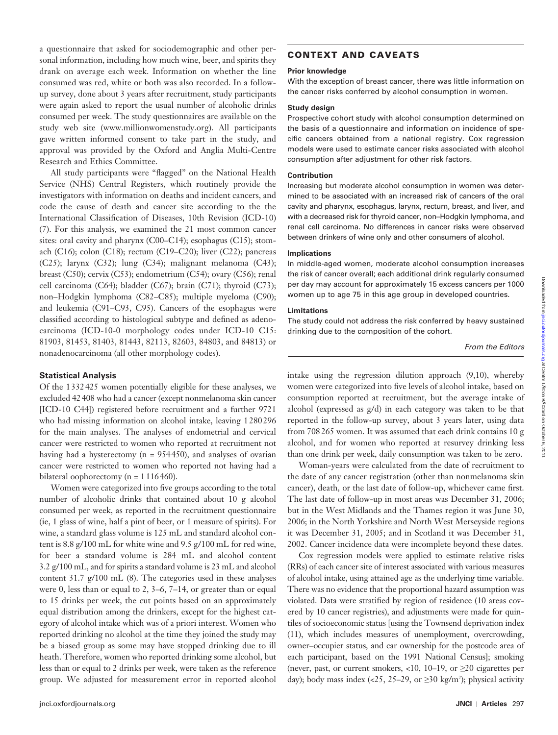a questionnaire that asked for sociodemographic and other personal information, including how much wine, beer, and spirits they drank on average each week. Information on whether the line consumed was red, white or both was also recorded. In a follow-up survey, done about 3 years after recruitment, study participants were again asked to report the usual number of alcoholic drinks consumed per week. The study questionnaires are available on the study web site (www.millionwomenstudy.org). All participants gave written informed consent to take part in the study, and approval was provided by the Oxford and Anglia Multi-Centre Research and Ethics Committee.

All study participants were "flagged" on the National Health Service (NHS) Central Registers, which routinely provide the investigators with information on deaths and incident cancers, and code the cause of death and cancer site according to the the International Classification of Diseases, 10th Revision (ICD-10) (7). For this analysis, we examined the 21 most common cancer sites: oral cavity and pharynx (C00–C14); esophagus (C15); stomach (C16); colon (C18); rectum (C19–C20); liver (C22); pancreas (C25); larynx (C32); lung (C34); malignant melanoma (C43); breast (C50); cervix (C53); endometrium (C54); ovary (C56); renal cell carcinoma (C64); bladder (C67); brain (C71); thyroid (C73); non–Hodgkin lymphoma (C82–C85); multiple myeloma (C90); and leukemia (C91–C93, C95). Cancers of the esophagus were classified according to histological subtype and defined as adenocarcinoma (ICD-10-0 morphology codes under ICD-10 C15: 81903, 81453, 81403, 81443, 82113, 82603, 84803, and 84813) or nonadenocarcinoma (all other morphology codes).

### Statistical Analysis

Of the 1 332 425 women potentially eligible for these analyses, we excluded 42 408 who had a cancer (except nonmelanoma skin cancer [ICD-10 C44]) registered before recruitment and a further 9721 who had missing information on alcohol intake, leaving 1 280 296 for the main analyses. The analyses of endometrial and cervical cancer were restricted to women who reported at recruitment not having had a hysterectomy (n = 954 450), and analyses of ovarian cancer were restricted to women who reported not having had a bilateral oophorectomy (n = 1 116 460).

Women were categorized into five groups according to the total number of alcoholic drinks that contained about 10 g alcohol consumed per week, as reported in the recruitment questionnaire (ie, 1 glass of wine, half a pint of beer, or 1 measure of spirits). For wine, a standard glass volume is 125 mL and standard alcohol content is 8.8 g/100 mL for white wine and 9.5 g/100 mL for red wine, for beer a standard volume is 284 mL and alcohol content 3.2 g/100 mL, and for spirits a standard volume is 23 mL and alcohol content 31.7 g/100 mL (8). The categories used in these analyses were 0, less than or equal to 2, 3–6, 7–14, or greater than or equal to 15 drinks per week, the cut points based on an approximately equal distribution among the drinkers, except for the highest category of alcohol intake which was of a priori interest. Women who reported drinking no alcohol at the time they joined the study may be a biased group as some may have stopped drinking due to ill heath. Therefore, women who reported drinking some alcohol, but less than or equal to 2 drinks per week, were taken as the reference group. We adjusted for measurement error in reported alcohol intake using the regression dilution approach (9,10), whereby women were categorized into five levels of alcohol intake, based on consumption reported at recruitment, but the average intake of alcohol (expressed as g/d) in each category was taken to be that reported in the follow-up survey, about 3 years later, using data from 708 265 women. It was assumed that each drink contains 10 g alcohol, and for women who reported at resurvey drinking less than one drink per week, daily consumption was taken to be zero.

Woman-years were calculated from the date of recruitment to the date of any cancer registration (other than nonmelanoma skin cancer), death, or the last date of follow-up, whichever came first. The last date of follow-up in most areas was December 31, 2006; but in the West Midlands and the Thames region it was June 30, 2006; in the North Yorkshire and North West Merseyside regions it was December 31, 2005; and in Scotland it was December 31, 2002. Cancer incidence data were incomplete beyond these dates.

Cox regression models were applied to estimate relative risks (RRs) of each cancer site of interest associated with various measures of alcohol intake, using attained age as the underlying time variable. There was no evidence that the proportional hazard assumption was violated. Data were stratified by region of residence (10 areas covered by 10 cancer registries), and adjustments were made for quintiles of socioeconomic status [using the Townsend deprivation index (11), which includes measures of unemployment, overcrowding, owner–occupier status, and car ownership for the postcode area of each participant, based on the 1991 National Census]; smoking (never, past, or current smokers, <10, 10–19, or ≥20 cigarettes per day); body mass index (<25, 25–29, or ≥30 kg/m$^2$); physical activity

## CONTEXT AND CAVEATS

**Prior knowledge**

With the exception of breast cancer, there was little information on the cancer risks conferred by alcohol consumption in women.

**Study design**

Prospective cohort study with alcohol consumption determined on the basis of a questionnaire and information on incidence of specific cancers obtained from a national registry. Cox regression models were used to estimate cancer risks associated with alcohol consumption after adjustment for other risk factors.

**Contribution**

Increasing but moderate alcohol consumption in women was determined to be associated with an increased risk of cancers of the oral cavity and pharynx, esophagus, larynx, rectum, breast, and liver, and with a decreased risk for thyroid cancer, non–Hodgkin lymphoma, and renal cell carcinoma. No differences in cancer risks were observed between drinkers of wine only and other consumers of alcohol.

**Implications**

In middle-aged women, moderate alcohol consumption increases the risk of cancer overall; each additional drink regularly consumed per day may account for approximately 15 excess cancers per 1000 women up to age 75 in this age group in developed countries.

**Limitations**

The study could not address the risk conferred by heavy sustained drinking due to the composition of the cohort.

*From the Editors*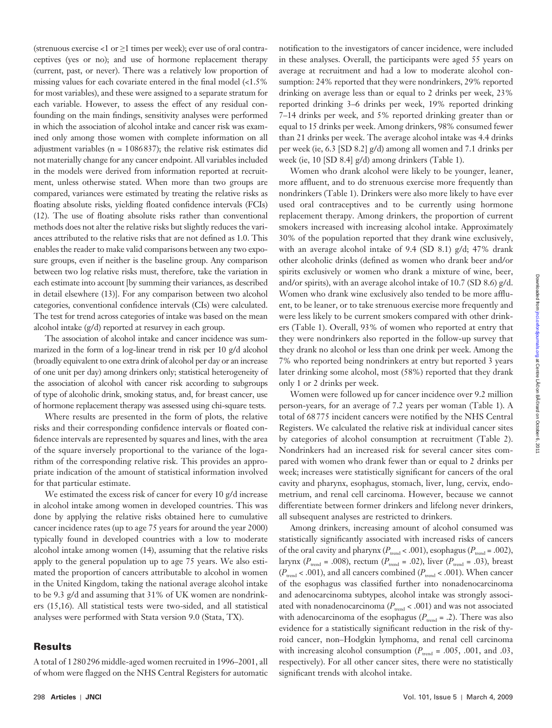(strenuous exercise <1 or ≥1 times per week); ever use of oral contraceptives (yes or no); and use of hormone replacement therapy (current, past, or never). There was a relatively low proportion of missing values for each covariate entered in the final model (<1.5% for most variables), and these were assigned to a separate stratum for each variable. However, to assess the effect of any residual confounding on the main findings, sensitivity analyses were performed in which the association of alcohol intake and cancer risk was examined only among those women with complete information on all adjustment variables (n = 1 086 837); the relative risk estimates did not materially change for any cancer endpoint. All variables included in the models were derived from information reported at recruitment, unless otherwise stated. When more than two groups are compared, variances were estimated by treating the relative risks as floating absolute risks, yielding floated confidence intervals (FCIs) (12). The use of floating absolute risks rather than conventional methods does not alter the relative risks but slightly reduces the variances attributed to the relative risks that are not defined as 1.0. This enables the reader to make valid comparisons between any two exposure groups, even if neither is the baseline group. Any comparison between two log relative risks must, therefore, take the variation in each estimate into account [by summing their variances, as described in detail elsewhere (13)]. For any comparison between two alcohol categories, conventional confidence intervals (CIs) were calculated. The test for trend across categories of intake was based on the mean alcohol intake (g/d) reported at resurvey in each group.

The association of alcohol intake and cancer incidence was summarized in the form of a log-linear trend in risk per 10 g/d alcohol (broadly equivalent to one extra drink of alcohol per day or an increase of one unit per day) among drinkers only; statistical heterogeneity of the association of alcohol with cancer risk according to subgroups of type of alcoholic drink, smoking status, and, for breast cancer, use of hormone replacement therapy was assessed using chi-square tests.

Where results are presented in the form of plots, the relative risks and their corresponding confidence intervals or floated confidence intervals are represented by squares and lines, with the area of the square inversely proportional to the variance of the logarithm of the corresponding relative risk. This provides an appropriate indication of the amount of statistical information involved for that particular estimate.

We estimated the excess risk of cancer for every 10 g/d increase in alcohol intake among women in developed countries. This was done by applying the relative risks obtained here to cumulative cancer incidence rates (up to age 75 years for around the year 2000) typically found in developed countries with a low to moderate alcohol intake among women (14), assuming that the relative risks apply to the general population up to age 75 years. We also estimated the proportion of cancers attributable to alcohol in women in the United Kingdom, taking the national average alcohol intake to be 9.3 g/d and assuming that 31% of UK women are nondrinkers (15,16). All statistical tests were two-sided, and all statistical analyses were performed with Stata version 9.0 (Stata, TX).

## Results

A total of 1 280 296 middle-aged women recruited in 1996–2001, all of whom were flagged on the NHS Central Registers for automatic notification to the investigators of cancer incidence, were included in these analyses. Overall, the participants were aged 55 years on average at recruitment and had a low to moderate alcohol consumption: 24% reported that they were nondrinkers, 29% reported drinking on average less than or equal to 2 drinks per week, 23% reported drinking 3–6 drinks per week, 19% reported drinking 7–14 drinks per week, and 5% reported drinking greater than or equal to 15 drinks per week. Among drinkers, 98% consumed fewer than 21 drinks per week. The average alcohol intake was 4.4 drinks per week (ie, 6.3 [SD 8.2] g/d) among all women and 7.1 drinks per week (ie, 10 [SD 8.4] g/d) among drinkers (Table 1).

Women who drank alcohol were likely to be younger, leaner, more affluent, and to do strenuous exercise more frequently than nondrinkers (Table 1). Drinkers were also more likely to have ever used oral contraceptives and to be currently using hormone replacement therapy. Among drinkers, the proportion of current smokers increased with increasing alcohol intake. Approximately 30% of the population reported that they drank wine exclusively, with an average alcohol intake of 9.4 (SD 8.1) g/d; 47% drank other alcoholic drinks (defined as women who drank beer and/or spirits exclusively or women who drank a mixture of wine, beer, and/or spirits), with an average alcohol intake of 10.7 (SD 8.6) g/d. Women who drank wine exclusively also tended to be more affluent, to be leaner, or to take strenuous exercise more frequently and were less likely to be current smokers compared with other drinkers (Table 1). Overall, 93% of women who reported at entry that they were nondrinkers also reported in the follow-up survey that they drank no alcohol or less than one drink per week. Among the 7% who reported being nondrinkers at entry but reported 3 years later drinking some alcohol, most (58%) reported that they drank only 1 or 2 drinks per week.

Women were followed up for cancer incidence over 9.2 million person-years, for an average of 7.2 years per woman (Table 1). A total of 68 775 incident cancers were notified by the NHS Central Registers. We calculated the relative risk at individual cancer sites by categories of alcohol consumption at recruitment (Table 2). Nondrinkers had an increased risk for several cancer sites compared with women who drank fewer than or equal to 2 drinks per week; increases were statistically significant for cancers of the oral cavity and pharynx, esophagus, stomach, liver, lung, cervix, endometrium, and renal cell carcinoma. However, because we cannot differentiate between former drinkers and lifelong never drinkers, all subsequent analyses are restricted to drinkers.

Among drinkers, increasing amount of alcohol consumed was statistically significantly associated with increased risks of cancers of the oral cavity and pharynx ($P_{trend} < .001$), esophagus ($P_{trend} = .002$), larynx ($P_{trend} = .008$), rectum ($P_{trend} = .02$), liver ($P_{trend} = .03$), breast ($P_{trend} < .001$), and all cancers combined ($P_{trend} < .001$). When cancer of the esophagus was classified further into nonadenocarcinoma and adenocarcinoma subtypes, alcohol intake was strongly associated with nonadenocarcinoma ($P_{trend} < .001$) and was not associated with adenocarcinoma of the esophagus ($P_{trend} = .2$). There was also evidence for a statistically significant reduction in the risk of thyroid cancer, non–Hodgkin lymphoma, and renal cell carcinoma with increasing alcohol consumption ($P_{trend}$ = .005, .001, and .03, respectively). For all other cancer sites, there were no statistically significant trends with alcohol intake.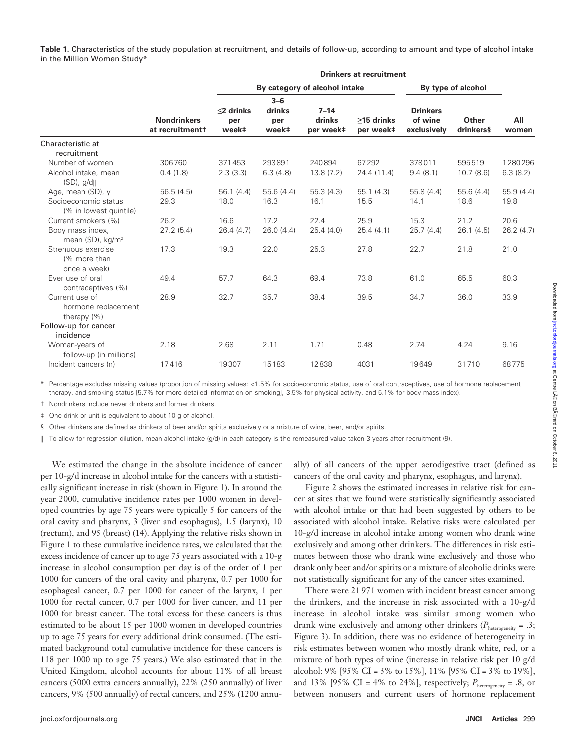**Table 1.** Characteristics of the study population at recruitment, and details of follow-up, according to amount and type of alcohol intake in the Million Women Study*

| | | Drinkers at recruitment | | | | | | |
|---|---|---|---|---|---|---|---|---|
| | | By category of alcohol intake | | | | By type of alcohol | | |
| | Nondrinkers at recruitment† | ≤2 drinks per week‡ | 3–6 drinks per week‡ | 7–14 drinks per week‡ | ≥15 drinks per week‡ | Drinkers of wine exclusively | Other drinkers§ | All women |
| Characteristic at recruitment | | | | | | | | |
| Number of women | 306760 | 371453 | 293891 | 240894 | 67292 | 378011 | 595519 | 1280296 |
| Alcohol intake, mean (SD), g/d‖ | 0.4 (1.8) | 2.3 (3.3) | 6.3 (4.8) | 13.8 (7.2) | 24.4 (11.4) | 9.4 (8.1) | 10.7 (8.6) | 6.3 (8.2) |
| Age, mean (SD), y | 56.5 (4.5) | 56.1 (4.4) | 55.6 (4.4) | 55.3 (4.3) | 55.1 (4.3) | 55.8 (4.4) | 55.6 (4.4) | 55.9 (4.4) |
| Socioeconomic status (% in lowest quintile) | 29.3 | 18.0 | 16.3 | 16.1 | 15.5 | 14.1 | 18.6 | 19.8 |
| Current smokers (%) | 26.2 | 16.6 | 17.2 | 22.4 | 25.9 | 15.3 | 21.2 | 20.6 |
| Body mass index, mean (SD), kg/m$^2$ | 27.2 (5.4) | 26.4 (4.7) | 26.0 (4.4) | 25.4 (4.0) | 25.4 (4.1) | 25.7 (4.4) | 26.1 (4.5) | 26.2 (4.7) |
| Strenuous exercise (% more than once a week) | 17.3 | 19.3 | 22.0 | 25.3 | 27.8 | 22.7 | 21.8 | 21.0 |
| Ever use of oral contraceptives (%) | 49.4 | 57.7 | 64.3 | 69.4 | 73.8 | 61.0 | 65.5 | 60.3 |
| Current use of hormone replacement therapy (%) | 28.9 | 32.7 | 35.7 | 38.4 | 39.5 | 34.7 | 36.0 | 33.9 |
| Follow-up for cancer incidence | | | | | | | | |
| Woman-years of follow-up (in millions) | 2.18 | 2.68 | 2.11 | 1.71 | 0.48 | 2.74 | 4.24 | 9.16 |
| Incident cancers (n) | 17416 | 19307 | 15183 | 12838 | 4031 | 19649 | 31710 | 68775 |

\* Percentage excludes missing values (proportion of missing values: <1.5% for socioeconomic status, use of oral contraceptives, use of hormone replacement therapy, and smoking status [5.7% for more detailed information on smoking], 3.5% for physical activity, and 5.1% for body mass index).

† Nondrinkers include never drinkers and former drinkers.

‡ One drink or unit is equivalent to about 10 g of alcohol.

§ Other drinkers are defined as drinkers of beer and/or spirits exclusively or a mixture of wine, beer, and/or spirits.

‖ To allow for regression dilution, mean alcohol intake (g/d) in each category is the remeasured value taken 3 years after recruitment (9).

We estimated the change in the absolute incidence of cancer per 10-g/d increase in alcohol intake for the cancers with a statistically significant increase in risk (shown in Figure 1). In around the year 2000, cumulative incidence rates per 1000 women in developed countries by age 75 years were typically 5 for cancers of the oral cavity and pharynx, 3 (liver and esophagus), 1.5 (larynx), 10 (rectum), and 95 (breast) (14). Applying the relative risks shown in Figure 1 to these cumulative incidence rates, we calculated that the excess incidence of cancer up to age 75 years associated with a 10-g increase in alcohol consumption per day is of the order of 1 per 1000 for cancers of the oral cavity and pharynx, 0.7 per 1000 for esophageal cancer, 0.7 per 1000 for cancer of the larynx, 1 per 1000 for rectal cancer, 0.7 per 1000 for liver cancer, and 11 per 1000 for breast cancer. The total excess for these cancers is thus estimated to be about 15 per 1000 women in developed countries up to age 75 years for every additional drink consumed. (The estimated background total cumulative incidence for these cancers is 118 per 1000 up to age 75 years.) We also estimated that in the United Kingdom, alcohol accounts for about 11% of all breast cancers (5000 extra cancers annually), 22% (250 annually) of liver cancers, 9% (500 annually) of rectal cancers, and 25% (1200 annually) of all cancers of the upper aerodigestive tract (defined as cancers of the oral cavity and pharynx, esophagus, and larynx).

Figure 2 shows the estimated increases in relative risk for cancer at sites that we found were statistically significantly associated with alcohol intake or that had been suggested by others to be associated with alcohol intake. Relative risks were calculated per 10-g/d increase in alcohol intake among women who drank wine exclusively and among other drinkers. The differences in risk estimates between those who drank wine exclusively and those who drank only beer and/or spirits or a mixture of alcoholic drinks were not statistically significant for any of the cancer sites examined.

There were 21 971 women with incident breast cancer among the drinkers, and the increase in risk associated with a 10-g/d increase in alcohol intake was similar among women who drank wine exclusively and among other drinkers ($P_{\text{heterogeneity}}$ = .3; Figure 3). In addition, there was no evidence of heterogeneity in risk estimates between women who mostly drank white, red, or a mixture of both types of wine (increase in relative risk per 10 g/d alcohol: 9% [95% CI = 3% to 15%], 11% [95% CI = 3% to 19%], and 13% [95% CI = 4% to 24%], respectively; $P_{\text{heterogeneity}}$ = .8, or between nonusers and current users of hormone replacement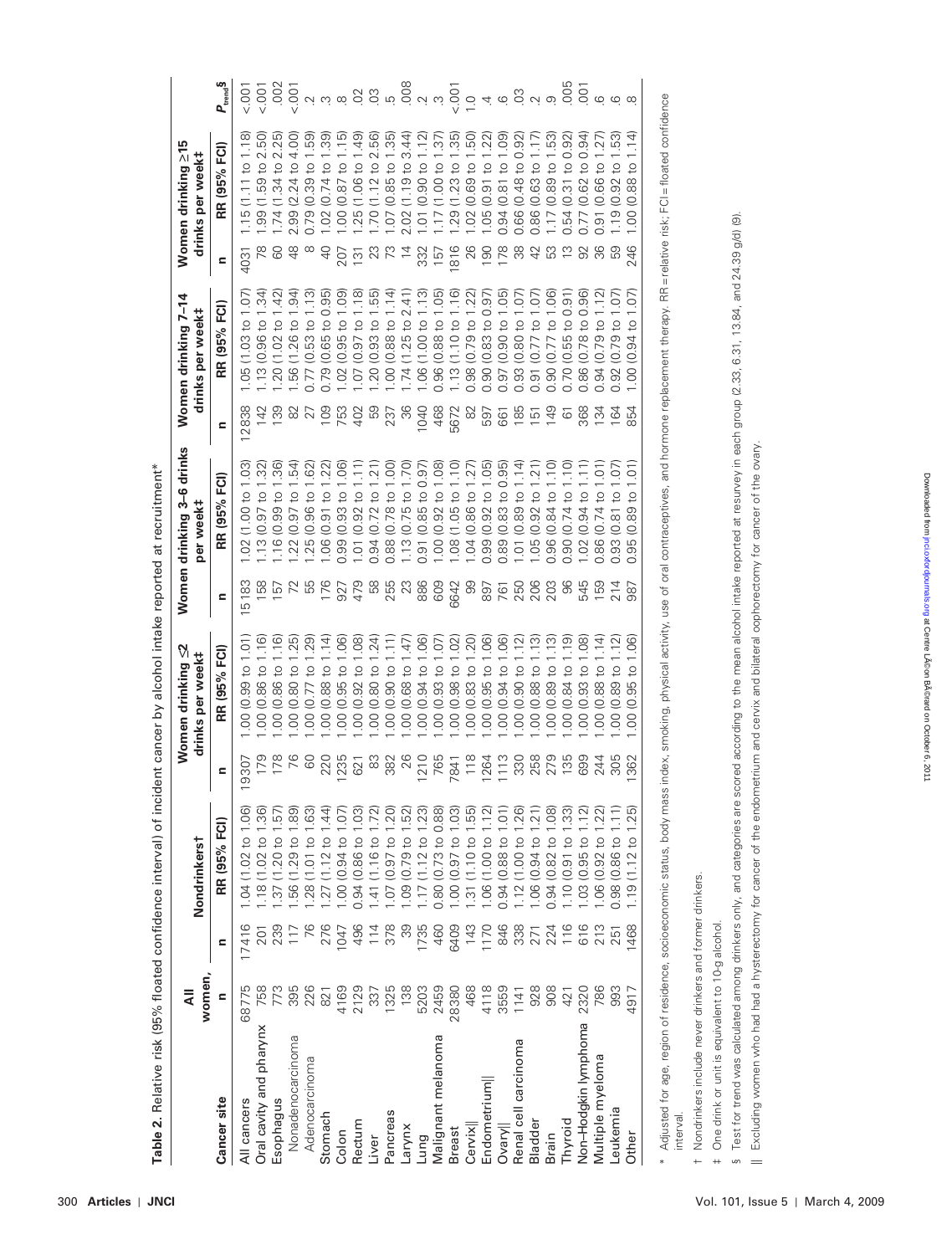**Table 2.** Relative risk (95% floated confidence interval) of incident cancer by alcohol intake reported at recruitment*

| Cancer site | All women, n | Nondrinkers† n | Nondrinkers† RR (95% FCI) | Women drinking ≤2 drinks per week‡ n | Women drinking ≤2 drinks per week‡ RR (95% FCI) | Women drinking 3–6 drinks per week‡ n | Women drinking 3–6 drinks per week‡ RR (95% FCI) | Women drinking 7–14 drinks per week‡ n | Women drinking 7–14 drinks per week‡ RR (95% FCI) | Women drinking ≥15 drinks per week‡ n | Women drinking ≥15 drinks per week‡ RR (95% FCI) | $P_{trend}$§ |
|---|---|---|---|---|---|---|---|---|---|---|---|---|
| All cancers | 68775 | 17416 | 1.04 (1.02 to 1.06) | 19307 | 1.00 (0.99 to 1.01) | 15183 | 1.02 (1.00 to 1.03) | 12838 | 1.05 (1.03 to 1.07) | 4031 | 1.15 (1.11 to 1.18) | <.001 |
| Oral cavity and pharynx | 758 | 201 | 1.18 (1.02 to 1.36) | 179 | 1.00 (0.86 to 1.16) | 158 | 1.13 (0.97 to 1.32) | 142 | 1.13 (0.96 to 1.34) | 78 | 1.99 (1.59 to 2.50) | <.001 |
| Esophagus | 773 | 239 | 1.37 (1.20 to 1.57) | 178 | 1.00 (0.86 to 1.16) | 157 | 1.16 (0.99 to 1.36) | 139 | 1.20 (1.02 to 1.42) | 60 | 1.74 (1.34 to 2.25) | .002 |
| Nonadenocarcinoma | 395 | 117 | 1.56 (1.29 to 1.89) | 76 | 1.00 (0.80 to 1.25) | 72 | 1.22 (0.97 to 1.54) | 82 | 1.56 (1.26 to 1.94) | 48 | 2.99 (2.24 to 4.00) | <.001 |
| Adenocarcinoma | 226 | 76 | 1.28 (1.01 to 1.63) | 60 | 1.00 (0.77 to 1.29) | 55 | 1.25 (0.96 to 1.62) | 27 | 0.77 (0.53 to 1.13) | 8 | 0.79 (0.39 to 1.59) | .2 |
| Stomach | 821 | 276 | 1.27 (1.12 to 1.44) | 220 | 1.00 (0.88 to 1.14) | 176 | 1.06 (0.91 to 1.22) | 109 | 0.79 (0.65 to 0.95) | 40 | 1.02 (0.74 to 1.39) | .3 |
| Colon | 4169 | 1047 | 1.00 (0.94 to 1.07) | 1235 | 1.00 (0.95 to 1.06) | 927 | 0.99 (0.93 to 1.06) | 753 | 1.02 (0.95 to 1.09) | 207 | 1.00 (0.87 to 1.15) | .8 |
| Rectum | 2129 | 496 | 0.94 (0.86 to 1.03) | 621 | 1.00 (0.92 to 1.08) | 479 | 1.01 (0.92 to 1.11) | 402 | 1.07 (0.97 to 1.18) | 131 | 1.25 (1.06 to 1.49) | .02 |
| Liver | 337 | 114 | 1.41 (1.16 to 1.72) | 83 | 1.00 (0.80 to 1.24) | 58 | 0.94 (0.72 to 1.21) | 59 | 1.20 (0.93 to 1.55) | 23 | 1.70 (1.12 to 2.56) | .03 |
| Pancreas | 1325 | 378 | 1.07 (0.97 to 1.20) | 382 | 1.00 (0.90 to 1.11) | 255 | 0.88 (0.78 to 1.00) | 237 | 1.00 (0.88 to 1.14) | 73 | 1.07 (0.85 to 1.35) | .5 |
| Larynx | 138 | 39 | 1.09 (0.79 to 1.52) | 26 | 1.00 (0.68 to 1.47) | 23 | 1.13 (0.75 to 1.70) | 36 | 1.74 (1.25 to 2.41) | 14 | 2.02 (1.19 to 3.44) | .008 |
| Lung | 5203 | 1735 | 1.17 (1.12 to 1.23) | 1210 | 1.00 (0.94 to 1.06) | 886 | 0.91 (0.85 to 0.97) | 1040 | 1.06 (1.00 to 1.13) | 332 | 1.01 (0.90 to 1.12) | .2 |
| Malignant melanoma | 2459 | 460 | 0.80 (0.73 to 0.88) | 765 | 1.00 (0.93 to 1.07) | 609 | 1.00 (0.92 to 1.08) | 468 | 0.96 (0.88 to 1.05) | 157 | 1.17 (1.00 to 1.37) | .3 |
| Breast | 28380 | 6409 | 1.00 (0.97 to 1.03) | 7841 | 1.00 (0.98 to 1.02) | 6642 | 1.08 (1.05 to 1.10) | 5672 | 1.13 (1.10 to 1.16) | 1816 | 1.29 (1.23 to 1.35) | <.001 |
| Cervix‖ | 468 | 143 | 1.31 (1.10 to 1.55) | 118 | 1.00 (0.83 to 1.20) | 99 | 1.04 (0.86 to 1.27) | 82 | 0.98 (0.79 to 1.22) | 26 | 1.02 (0.69 to 1.50) | 1.0 |
| Endometrium‖ | 4118 | 1170 | 1.06 (1.00 to 1.12) | 1264 | 1.00 (0.95 to 1.06) | 897 | 0.99 (0.92 to 1.05) | 597 | 0.90 (0.83 to 0.97) | 190 | 1.05 (0.91 to 1.22) | .4 |
| Ovary‖ | 3559 | 846 | 0.94 (0.88 to 1.01) | 1113 | 1.00 (0.94 to 1.06) | 761 | 0.89 (0.83 to 0.95) | 661 | 0.97 (0.90 to 1.05) | 178 | 0.94 (0.81 to 1.09) | .6 |
| Renal cell carcinoma | 1141 | 338 | 1.12 (1.00 to 1.26) | 330 | 1.00 (0.90 to 1.12) | 250 | 1.01 (0.89 to 1.14) | 185 | 0.93 (0.80 to 1.07) | 38 | 0.66 (0.48 to 0.92) | .03 |
| Bladder | 928 | 271 | 1.06 (0.94 to 1.21) | 258 | 1.00 (0.88 to 1.13) | 206 | 1.05 (0.92 to 1.21) | 151 | 0.91 (0.77 to 1.07) | 42 | 0.86 (0.63 to 1.17) | .2 |
| Brain | 908 | 224 | 0.94 (0.82 to 1.08) | 279 | 1.00 (0.89 to 1.13) | 203 | 0.96 (0.84 to 1.10) | 149 | 0.90 (0.77 to 1.06) | 53 | 1.17 (0.89 to 1.53) | .9 |
| Thyroid | 421 | 116 | 1.10 (0.91 to 1.33) | 135 | 1.00 (0.84 to 1.19) | 96 | 0.90 (0.74 to 1.10) | 61 | 0.70 (0.55 to 0.91) | 13 | 0.54 (0.31 to 0.92) | .005 |
| Non-Hodgkin lymphoma | 2320 | 616 | 1.03 (0.95 to 1.12) | 699 | 1.00 (0.93 to 1.08) | 545 | 1.02 (0.94 to 1.11) | 368 | 0.86 (0.78 to 0.96) | 92 | 0.77 (0.62 to 0.94) | .001 |
| Multiple myeloma | 786 | 213 | 1.06 (0.92 to 1.22) | 244 | 1.00 (0.88 to 1.14) | 159 | 0.86 (0.74 to 1.01) | 134 | 0.94 (0.79 to 1.12) | 36 | 0.91 (0.66 to 1.27) | .6 |
| Leukemia | 993 | 251 | 0.98 (0.86 to 1.11) | 305 | 1.00 (0.89 to 1.12) | 214 | 0.93 (0.81 to 1.07) | 164 | 0.92 (0.79 to 1.07) | 59 | 1.19 (0.92 to 1.53) | .6 |
| Other | 4917 | 1468 | 1.19 (1.12 to 1.25) | 1362 | 1.00 (0.95 to 1.06) | 987 | 0.95 (0.89 to 1.01) | 854 | 1.00 (0.94 to 1.07) | 246 | 1.00 (0.88 to 1.14) | .8 |

\* Adjusted for age, region of residence, socioeconomic status, body mass index, smoking, physical activity, use of oral contraceptives, and hormone replacement therapy. RR = relative risk; FCI = floated confidence interval.

† Nondrinkers include never drinkers and former drinkers.

‡ One drink or unit is equivalent to 10-g alcohol.

§ Test for trend was calculated among drinkers only, and categories are scored according to the mean alcohol intake reported at resurvey in each group (2.33, 6.31, 13.84, and 24.39 g/d) (9).

‖ Excluding women who had had a hysterectomy for cancer of the endometrium and cervix and bilateral oophorectomy for cancer of the ovary.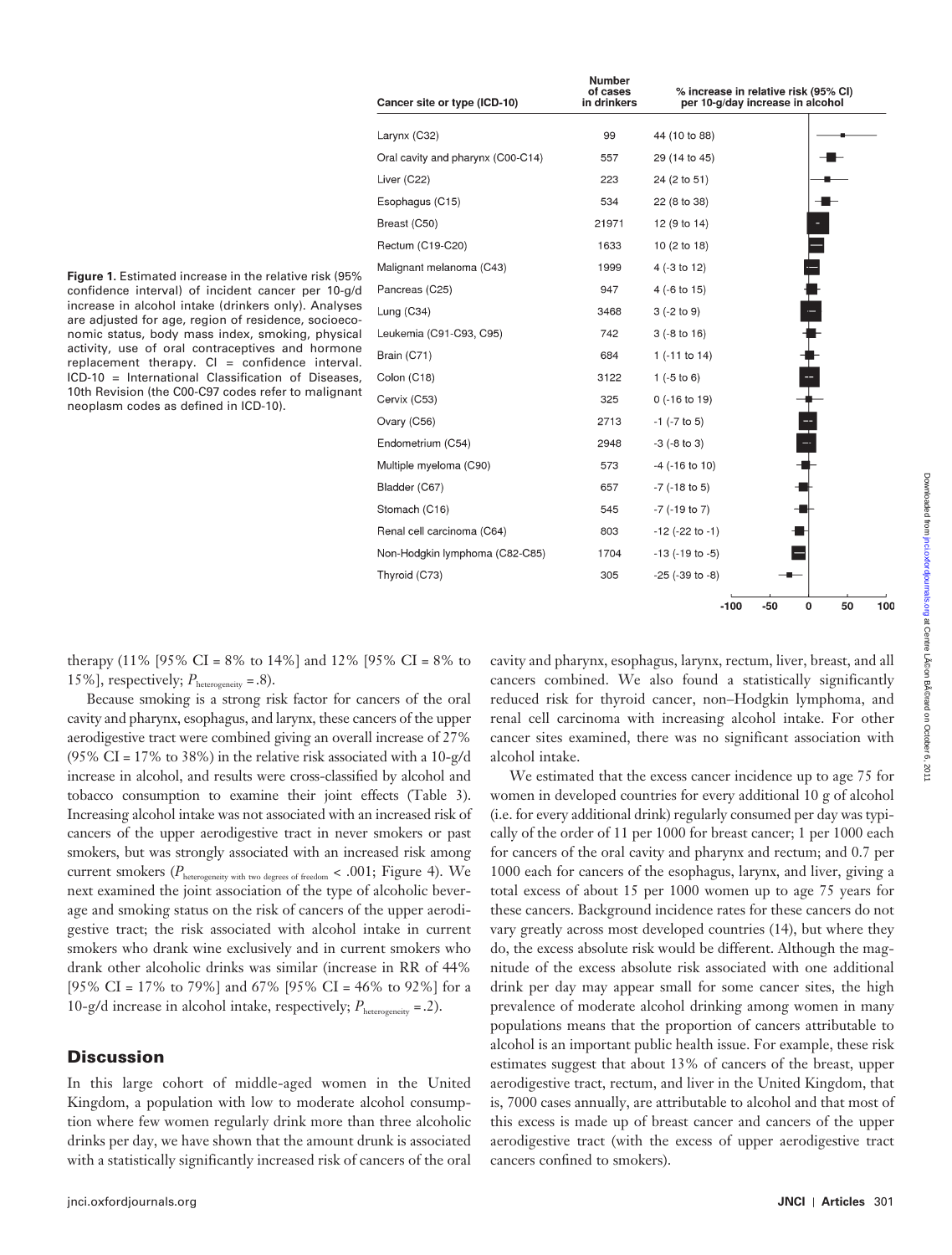| Cancer site or type (ICD-10) | Number of cases in drinkers | % increase in relative risk (95% CI) per 10-g/day increase in alcohol |
|---|---|---|
| Larynx (C32) | 99 | 44 (10 to 88) |
| Oral cavity and pharynx (C00-C14) | 557 | 29 (14 to 45) |
| Liver (C22) | 223 | 24 (2 to 51) |
| Esophagus (C15) | 534 | 22 (8 to 38) |
| Breast (C50) | 21971 | 12 (9 to 14) |
| Rectum (C19-C20) | 1633 | 10 (2 to 18) |
| Malignant melanoma (C43) | 1999 | 4 (-3 to 12) |
| Pancreas (C25) | 947 | 4 (-6 to 15) |
| Lung (C34) | 3468 | 3 (-2 to 9) |
| Leukemia (C91-C93, C95) | 742 | 3 (-8 to 16) |
| Brain (C71) | 684 | 1 (-11 to 14) |
| Colon (C18) | 3122 | 1 (-5 to 6) |
| Cervix (C53) | 325 | 0 (-16 to 19) |
| Ovary (C56) | 2713 | -1 (-7 to 5) |
| Endometrium (C54) | 2948 | -3 (-8 to 3) |
| Multiple myeloma (C90) | 573 | -4 (-16 to 10) |
| Bladder (C67) | 657 | -7 (-18 to 5) |
| Stomach (C16) | 545 | -7 (-19 to 7) |
| Renal cell carcinoma (C64) | 803 | -12 (-22 to -1) |
| Non-Hodgkin lymphoma (C82-C85) | 1704 | -13 (-19 to -5) |
| Thyroid (C73) | 305 | -25 (-39 to -8) |

**Figure 1.** Estimated increase in the relative risk (95% confidence interval) of incident cancer per 10-g/d increase in alcohol intake (drinkers only). Analyses are adjusted for age, region of residence, socioeconomic status, body mass index, smoking, physical activity, use of oral contraceptives and hormone replacement therapy. CI = confidence interval. ICD-10 = International Classification of Diseases, 10th Revision (the C00-C97 codes refer to malignant neoplasm codes as defined in ICD-10).

therapy (11% [95% CI = 8% to 14%] and 12% [95% CI = 8% to 15%], respectively; $P_{\text{heterogeneity}} = .8$).

Because smoking is a strong risk factor for cancers of the oral cavity and pharynx, esophagus, and larynx, these cancers of the upper aerodigestive tract were combined giving an overall increase of 27% (95% CI = 17% to 38%) in the relative risk associated with a 10-g/d increase in alcohol, and results were cross-classified by alcohol and tobacco consumption to examine their joint effects (Table 3). Increasing alcohol intake was not associated with an increased risk of cancers of the upper aerodigestive tract in never smokers or past smokers, but was strongly associated with an increased risk among current smokers ($P_{\text{heterogeneity with two degrees of freedom}} < .001$; Figure 4). We next examined the joint association of the type of alcoholic beverage and smoking status on the risk of cancers of the upper aerodigestive tract; the risk associated with alcohol intake in current smokers who drank wine exclusively and in current smokers who drank other alcoholic drinks was similar (increase in RR of 44% [95% CI = 17% to 79%] and 67% [95% CI = 46% to 92%] for a 10-g/d increase in alcohol intake, respectively; $P_{\text{heterogeneity}} = .2$).

## Discussion

In this large cohort of middle-aged women in the United Kingdom, a population with low to moderate alcohol consumption where few women regularly drink more than three alcoholic drinks per day, we have shown that the amount drunk is associated with a statistically significantly increased risk of cancers of the oral cavity and pharynx, esophagus, larynx, rectum, liver, breast, and all cancers combined. We also found a statistically significantly reduced risk for thyroid cancer, non–Hodgkin lymphoma, and renal cell carcinoma with increasing alcohol intake. For other cancer sites examined, there was no significant association with alcohol intake.

We estimated that the excess cancer incidence up to age 75 for women in developed countries for every additional 10 g of alcohol (i.e. for every additional drink) regularly consumed per day was typically of the order of 11 per 1000 for breast cancer; 1 per 1000 each for cancers of the oral cavity and pharynx and rectum; and 0.7 per 1000 each for cancers of the esophagus, larynx, and liver, giving a total excess of about 15 per 1000 women up to age 75 years for these cancers. Background incidence rates for these cancers do not vary greatly across most developed countries (14), but where they do, the excess absolute risk would be different. Although the magnitude of the excess absolute risk associated with one additional drink per day may appear small for some cancer sites, the high prevalence of moderate alcohol drinking among women in many populations means that the proportion of cancers attributable to alcohol is an important public health issue. For example, these risk estimates suggest that about 13% of cancers of the breast, upper aerodigestive tract, rectum, and liver in the United Kingdom, that is, 7000 cases annually, are attributable to alcohol and that most of this excess is made up of breast cancer and cancers of the upper aerodigestive tract (with the excess of upper aerodigestive tract cancers confined to smokers).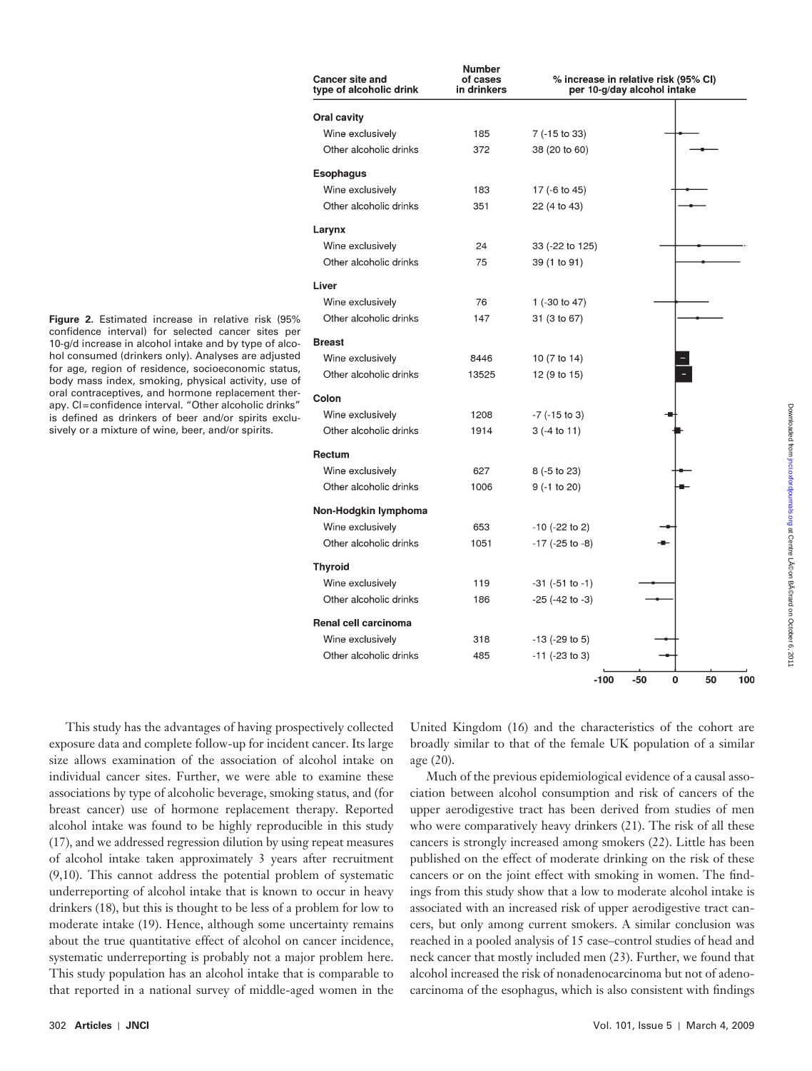| Cancer site and type of alcoholic drink | Number of cases in drinkers | % increase in relative risk (95% CI) per 10-g/day alcohol intake |
|---|---|---|
| **Oral cavity** | | |
| Wine exclusively | 185 | 7 (-15 to 33) |
| Other alcoholic drinks | 372 | 38 (20 to 60) |
| **Esophagus** | | |
| Wine exclusively | 183 | 17 (-6 to 45) |
| Other alcoholic drinks | 351 | 22 (4 to 43) |
| **Larynx** | | |
| Wine exclusively | 24 | 33 (-22 to 125) |
| Other alcoholic drinks | 75 | 39 (1 to 91) |
| **Liver** | | |
| Wine exclusively | 76 | 1 (-30 to 47) |
| Other alcoholic drinks | 147 | 31 (3 to 67) |
| **Breast** | | |
| Wine exclusively | 8446 | 10 (7 to 14) |
| Other alcoholic drinks | 13525 | 12 (9 to 15) |
| **Colon** | | |
| Wine exclusively | 1208 | -7 (-15 to 3) |
| Other alcoholic drinks | 1914 | 3 (-4 to 11) |
| **Rectum** | | |
| Wine exclusively | 627 | 8 (-5 to 23) |
| Other alcoholic drinks | 1006 | 9 (-1 to 20) |
| **Non-Hodgkin lymphoma** | | |
| Wine exclusively | 653 | -10 (-22 to 2) |
| Other alcoholic drinks | 1051 | -17 (-25 to -8) |
| **Thyroid** | | |
| Wine exclusively | 119 | -31 (-51 to -1) |
| Other alcoholic drinks | 186 | -25 (-42 to -3) |
| **Renal cell carcinoma** | | |
| Wine exclusively | 318 | -13 (-29 to 5) |
| Other alcoholic drinks | 485 | -11 (-23 to 3) |

**Figure 2.** Estimated increase in relative risk (95% confidence interval) for selected cancer sites per 10-g/d increase in alcohol intake and by type of alcohol consumed (drinkers only). Analyses are adjusted for age, region of residence, socioeconomic status, body mass index, smoking, physical activity, use of oral contraceptives, and hormone replacement therapy. CI = confidence interval. "Other alcoholic drinks" is defined as drinkers of beer and/or spirits exclusively or a mixture of wine, beer, and/or spirits.

This study has the advantages of having prospectively collected exposure data and complete follow-up for incident cancer. Its large size allows examination of the association of alcohol intake on individual cancer sites. Further, we were able to examine these associations by type of alcoholic beverage, smoking status, and (for breast cancer) use of hormone replacement therapy. Reported alcohol intake was found to be highly reproducible in this study (17), and we addressed regression dilution by using repeat measures of alcohol intake taken approximately 3 years after recruitment (9,10). This cannot address the potential problem of systematic underreporting of alcohol intake that is known to occur in heavy drinkers (18), but this is thought to be less of a problem for low to moderate intake (19). Hence, although some uncertainty remains about the true quantitative effect of alcohol on cancer incidence, systematic underreporting is probably not a major problem here. This study population has an alcohol intake that is comparable to that reported in a national survey of middle-aged women in the United Kingdom (16) and the characteristics of the cohort are broadly similar to that of the female UK population of a similar age (20).

Much of the previous epidemiological evidence of a causal association between alcohol consumption and risk of cancers of the upper aerodigestive tract has been derived from studies of men who were comparatively heavy drinkers (21). The risk of all these cancers is strongly increased among smokers (22). Little has been published on the effect of moderate drinking on the risk of these cancers or on the joint effect with smoking in women. The findings from this study show that a low to moderate alcohol intake is associated with an increased risk of upper aerodigestive tract cancers, but only among current smokers. A similar conclusion was reached in a pooled analysis of 15 case–control studies of head and neck cancer that mostly included men (23). Further, we found that alcohol increased the risk of nonadenocarcinoma but not of adenocarcinoma of the esophagus, which is also consistent with findings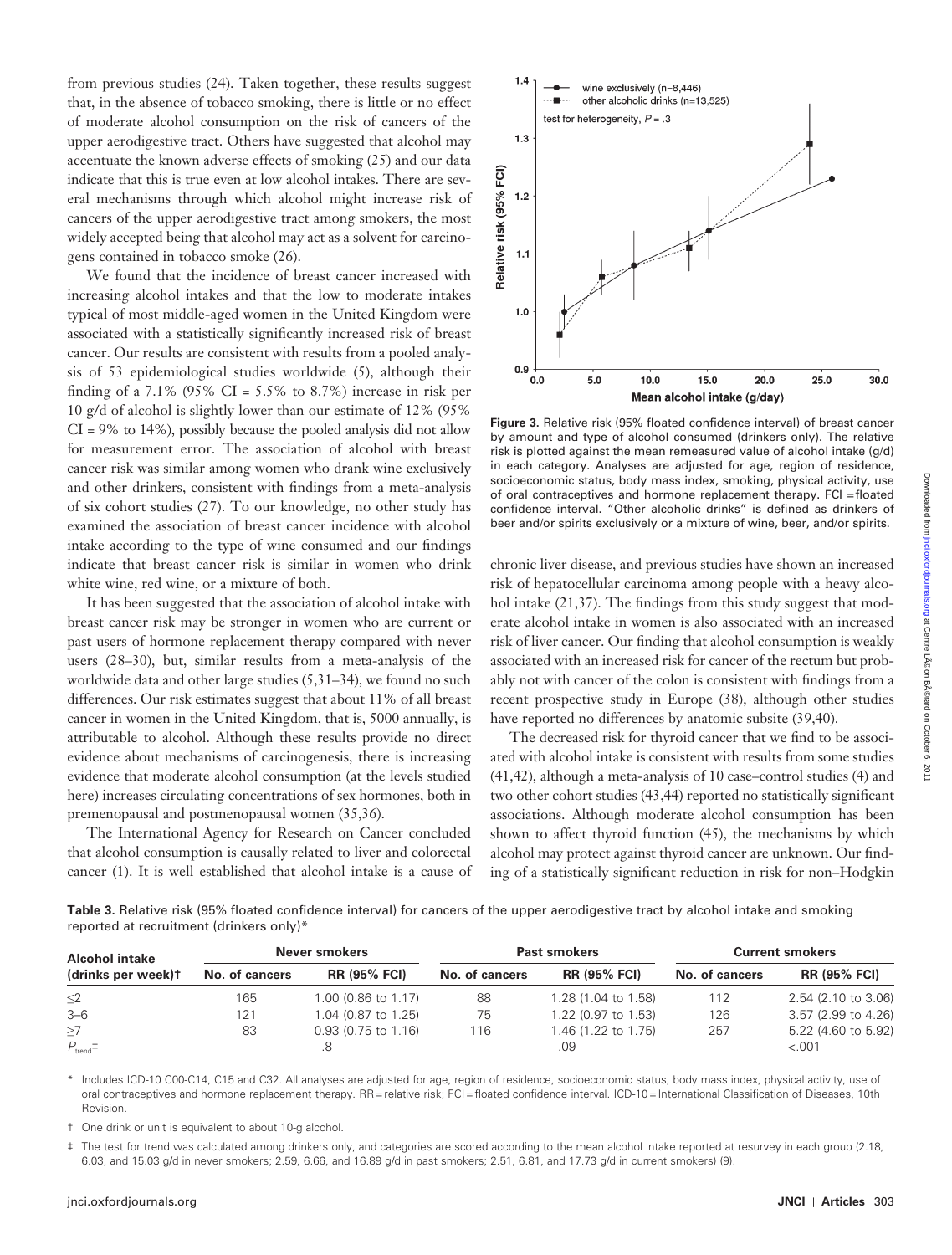from previous studies (24). Taken together, these results suggest that, in the absence of tobacco smoking, there is little or no effect of moderate alcohol consumption on the risk of cancers of the upper aerodigestive tract. Others have suggested that alcohol may accentuate the known adverse effects of smoking (25) and our data indicate that this is true even at low alcohol intakes. There are several mechanisms through which alcohol might increase risk of cancers of the upper aerodigestive tract among smokers, the most widely accepted being that alcohol may act as a solvent for carcinogens contained in tobacco smoke (26).

We found that the incidence of breast cancer increased with increasing alcohol intakes and that the low to moderate intakes typical of most middle-aged women in the United Kingdom were associated with a statistically significantly increased risk of breast cancer. Our results are consistent with results from a pooled analysis of 53 epidemiological studies worldwide (5), although their finding of a 7.1% (95% CI = 5.5% to 8.7%) increase in risk per 10 g/d of alcohol is slightly lower than our estimate of 12% (95% CI = 9% to 14%), possibly because the pooled analysis did not allow for measurement error. The association of alcohol with breast cancer risk was similar among women who drank wine exclusively and other drinkers, consistent with findings from a meta-analysis of six cohort studies (27). To our knowledge, no other study has examined the association of breast cancer incidence with alcohol intake according to the type of wine consumed and our findings indicate that breast cancer risk is similar in women who drink white wine, red wine, or a mixture of both.

It has been suggested that the association of alcohol intake with breast cancer risk may be stronger in women who are current or past users of hormone replacement therapy compared with never users (28–30), but, similar results from a meta-analysis of the worldwide data and other large studies (5,31–34), we found no such differences. Our risk estimates suggest that about 11% of all breast cancer in women in the United Kingdom, that is, 5000 annually, is attributable to alcohol. Although these results provide no direct evidence about mechanisms of carcinogenesis, there is increasing evidence that moderate alcohol consumption (at the levels studied here) increases circulating concentrations of sex hormones, both in premenopausal and postmenopausal women (35,36).

The International Agency for Research on Cancer concluded that alcohol consumption is causally related to liver and colorectal cancer (1). It is well established that alcohol intake is a cause of chronic liver disease, and previous studies have shown an increased risk of hepatocellular carcinoma among people with a heavy alcohol intake (21,37). The findings from this study suggest that moderate alcohol intake in women is also associated with an increased risk of liver cancer. Our finding that alcohol consumption is weakly associated with an increased risk for cancer of the rectum but probably not with cancer of the colon is consistent with findings from a recent prospective study in Europe (38), although other studies have reported no differences by anatomic subsite (39,40).

**Figure 3.** Relative risk (95% floated confidence interval) of breast cancer by amount and type of alcohol consumed (drinkers only). The relative risk is plotted against the mean remeasured value of alcohol intake (g/d) in each category. Analyses are adjusted for age, region of residence, socioeconomic status, body mass index, smoking, physical activity, use of oral contraceptives and hormone replacement therapy. FCI = floated confidence interval. "Other alcoholic drinks" is defined as drinkers of beer and/or spirits exclusively or a mixture of wine, beer, and/or spirits.

The decreased risk for thyroid cancer that we find to be associated with alcohol intake is consistent with results from some studies (41,42), although a meta-analysis of 10 case–control studies (4) and two other cohort studies (43,44) reported no statistically significant associations. Although moderate alcohol consumption has been shown to affect thyroid function (45), the mechanisms by which alcohol may protect against thyroid cancer are unknown. Our finding of a statistically significant reduction in risk for non–Hodgkin

**Table 3.** Relative risk (95% floated confidence interval) for cancers of the upper aerodigestive tract by alcohol intake and smoking reported at recruitment (drinkers only)*

| Alcohol intake (drinks per week)† | Never smokers | | Past smokers | | Current smokers | |
|---|---|---|---|---|---|---|
| | No. of cancers | RR (95% FCI) | No. of cancers | RR (95% FCI) | No. of cancers | RR (95% FCI) |
| ≤2 | 165 | 1.00 (0.86 to 1.17) | 88 | 1.28 (1.04 to 1.58) | 112 | 2.54 (2.10 to 3.06) |
| 3–6 | 121 | 1.04 (0.87 to 1.25) | 75 | 1.22 (0.97 to 1.53) | 126 | 3.57 (2.99 to 4.26) |
| ≥7 | 83 | 0.93 (0.75 to 1.16) | 116 | 1.46 (1.22 to 1.75) | 257 | 5.22 (4.60 to 5.92) |
| $P_{trend}$‡ | | .8 | | .09 | | <.001 |

\* Includes ICD-10 C00-C14, C15 and C32. All analyses are adjusted for age, region of residence, socioeconomic status, body mass index, physical activity, use of oral contraceptives and hormone replacement therapy. RR = relative risk; FCI = floated confidence interval. ICD-10 = International Classification of Diseases, 10th Revision.

† One drink or unit is equivalent to about 10-g alcohol.

‡ The test for trend was calculated among drinkers only, and categories are scored according to the mean alcohol intake reported at resurvey in each group (2.18, 6.03, and 15.03 g/d in never smokers; 2.59, 6.66, and 16.89 g/d in past smokers; 2.51, 6.81, and 17.73 g/d in current smokers) (9).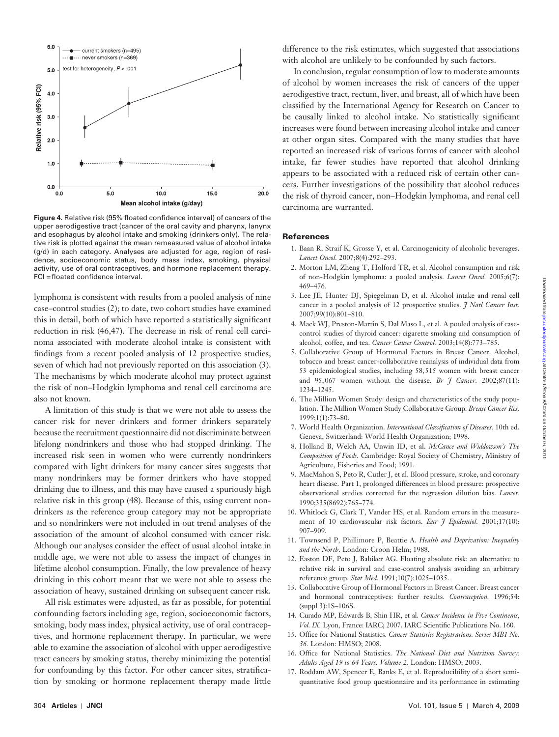**Figure 4.** Relative risk (95% floated confidence interval) of cancers of the upper aerodigestive tract (cancer of the oral cavity and pharynx, larynx and esophagus by alcohol intake and smoking (drinkers only). The relative risk is plotted against the mean remeasured value of alcohol intake (g/d) in each category. Analyses are adjusted for age, region of residence, socioeconomic status, body mass index, smoking, physical activity, use of oral contraceptives, and hormone replacement therapy. FCI = floated confidence interval.

lymphoma is consistent with results from a pooled analysis of nine case–control studies (2); to date, two cohort studies have examined this in detail, both of which have reported a statistically significant reduction in risk (46,47). The decrease in risk of renal cell carcinoma associated with moderate alcohol intake is consistent with findings from a recent pooled analysis of 12 prospective studies, seven of which had not previously reported on this association (3). The mechanisms by which moderate alcohol may protect against the risk of non–Hodgkin lymphoma and renal cell carcinoma are also not known.

A limitation of this study is that we were not able to assess the cancer risk for never drinkers and former drinkers separately because the recruitment questionnaire did not discriminate between lifelong nondrinkers and those who had stopped drinking. The increased risk seen in women who were currently nondrinkers compared with light drinkers for many cancer sites suggests that many nondrinkers may be former drinkers who have stopped drinking due to illness, and this may have caused a spuriously high relative risk in this group (48). Because of this, using current nondrinkers as the reference group category may not be appropriate and so nondrinkers were not included in out trend analyses of the association of the amount of alcohol consumed with cancer risk. Although our analyses consider the effect of usual alcohol intake in middle age, we were not able to assess the impact of changes in lifetime alcohol consumption. Finally, the low prevalence of heavy drinking in this cohort meant that we were not able to assess the association of heavy, sustained drinking on subsequent cancer risk.

All risk estimates were adjusted, as far as possible, for potential confounding factors including age, region, socioeconomic factors, smoking, body mass index, physical activity, use of oral contraceptives, and hormone replacement therapy. In particular, we were able to examine the association of alcohol with upper aerodigestive tract cancers by smoking status, thereby minimizing the potential for confounding by this factor. For other cancer sites, stratification by smoking or hormone replacement therapy made little difference to the risk estimates, which suggested that associations with alcohol are unlikely to be confounded by such factors.

In conclusion, regular consumption of low to moderate amounts of alcohol by women increases the risk of cancers of the upper aerodigestive tract, rectum, liver, and breast, all of which have been classified by the International Agency for Research on Cancer to be causally linked to alcohol intake. No statistically significant increases were found between increasing alcohol intake and cancer at other organ sites. Compared with the many studies that have reported an increased risk of various forms of cancer with alcohol intake, far fewer studies have reported that alcohol drinking appears to be associated with a reduced risk of certain other cancers. Further investigations of the possibility that alcohol reduces the risk of thyroid cancer, non–Hodgkin lymphoma, and renal cell carcinoma are warranted.

## References

1. Baan R, Straif K, Grosse Y, et al. Carcinogenicity of alcoholic beverages. *Lancet Oncol.* 2007;8(4):292–293.
2. Morton LM, Zheng T, Holford TR, et al. Alcohol consumption and risk of non-Hodgkin lymphoma: a pooled analysis. *Lancet Oncol.* 2005;6(7):469–476.
3. Lee JE, Hunter DJ, Spiegelman D, et al. Alcohol intake and renal cell cancer in a pooled analysis of 12 prospective studies. *J Natl Cancer Inst.* 2007;99(10):801–810.
4. Mack WJ, Preston-Martin S, Dal Maso L, et al. A pooled analysis of case-control studies of thyroid cancer: cigarette smoking and consumption of alcohol, coffee, and tea. *Cancer Causes Control.* 2003;14(8):773–785.
5. Collaborative Group of Hormonal Factors in Breast Cancer. Alcohol, tobacco and breast cancer-collaborative reanalysis of individual data from 53 epidemiological studies, including 58,515 women with breast cancer and 95,067 women without the disease. *Br J Cancer.* 2002;87(11):1234–1245.
6. The Million Women Study: design and characteristics of the study population. The Million Women Study Collaborative Group. *Breast Cancer Res.* 1999;1(1):73–80.
7. World Health Organization. *International Classification of Diseases.* 10th ed. Geneva, Switzerland: World Health Organization; 1998.
8. Holland B, Welch AA, Unwin ID, et al. *McCance and Widdowson's The Composition of Foods.* Cambridge: Royal Society of Chemistry, Ministry of Agriculture, Fisheries and Food; 1991.
9. MacMahon S, Peto R, Cutler J, et al. Blood pressure, stroke, and coronary heart disease. Part 1, prolonged differences in blood pressure: prospective observational studies corrected for the regression dilution bias. *Lancet.* 1990;335(8692):765–774.
10. Whitlock G, Clark T, Vander HS, et al. Random errors in the measurement of 10 cardiovascular risk factors. *Eur J Epidemiol.* 2001;17(10):907–909.
11. Townsend P, Phillimore P, Beattie A. *Health and Deprivation: Inequality and the North.* London: Croon Helm; 1988.
12. Easton DF, Peto J, Babiker AG. Floating absolute risk: an alternative to relative risk in survival and case-control analysis avoiding an arbitrary reference group. *Stat Med.* 1991;10(7):1025–1035.
13. Collaborative Group of Hormonal Factors in Breast Cancer. Breast cancer and hormonal contraceptives: further results. *Contraception.* 1996;54:(suppl 3):1S–106S.
14. Curado MP, Edwards B, Shin HR, et al. *Cancer Incidence in Five Continents, Vol. IX.* Lyon, France: IARC; 2007. IARC Scientific Publications No. 160.
15. Office for National Statistics. *Cancer Statistics Registrations. Series MB1 No. 36.* London: HMSO; 2008.
16. Office for National Statistics. *The National Diet and Nutrition Survey: Adults Aged 19 to 64 Years. Volume 2.* London: HMSO; 2003.
17. Roddam AW, Spencer E, Banks E, et al. Reproducibility of a short semi-quantitative food group questionnaire and its performance in estimating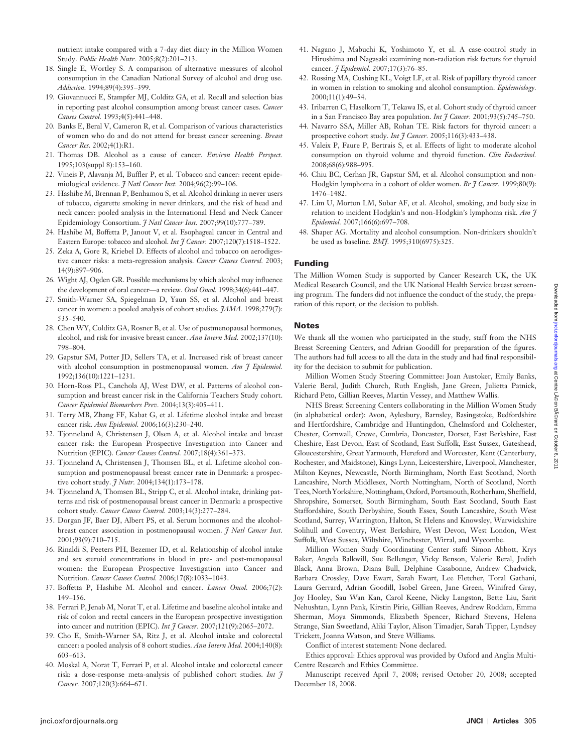nutrient intake compared with a 7-day diet diary in the Million Women Study. *Public Health Nutr.* 2005;8(2):201–213.

18. Single E, Wortley S. A comparison of alternative measures of alcohol consumption in the Canadian National Survey of alcohol and drug use. *Addiction.* 1994;89(4):395–399.
19. Giovannucci E, Stampfer MJ, Colditz GA, et al. Recall and selection bias in reporting past alcohol consumption among breast cancer cases. *Cancer Causes Control.* 1993;4(5):441–448.
20. Banks E, Beral V, Cameron R, et al. Comparison of various characteristics of women who do and do not attend for breast cancer screening. *Breast Cancer Res.* 2002;4(1):R1.
21. Thomas DB. Alcohol as a cause of cancer. *Environ Health Perspect.* 1995;103(suppl 8):153–160.
22. Vineis P, Alavanja M, Buffler P, et al. Tobacco and cancer: recent epidemiological evidence. *J Natl Cancer Inst.* 2004;96(2):99–106.
23. Hashibe M, Brennan P, Benhamou S, et al. Alcohol drinking in never users of tobacco, cigarette smoking in never drinkers, and the risk of head and neck cancer: pooled analysis in the International Head and Neck Cancer Epidemiology Consortium. *J Natl Cancer Inst.* 2007;99(10):777–789.
24. Hashibe M, Boffetta P, Janout V, et al. Esophageal cancer in Central and Eastern Europe: tobacco and alcohol. *Int J Cancer.* 2007;120(7):1518–1522.
25. Zeka A, Gore R, Kriebel D. Effects of alcohol and tobacco on aerodigestive cancer risks: a meta-regression analysis. *Cancer Causes Control.* 2003; 14(9):897–906.
26. Wight AJ, Ogden GR. Possible mechanisms by which alcohol may influence the development of oral cancer—a review. *Oral Oncol.* 1998;34(6):441–447.
27. Smith-Warner SA, Spiegelman D, Yaun SS, et al. Alcohol and breast cancer in women: a pooled analysis of cohort studies. *JAMA.* 1998;279(7): 535–540.
28. Chen WY, Colditz GA, Rosner B, et al. Use of postmenopausal hormones, alcohol, and risk for invasive breast cancer. *Ann Intern Med.* 2002;137(10): 798–804.
29. Gapstur SM, Potter JD, Sellers TA, et al. Increased risk of breast cancer with alcohol consumption in postmenopausal women. *Am J Epidemiol.* 1992;136(10):1221–1231.
30. Horn-Ross PL, Canchola AJ, West DW, et al. Patterns of alcohol consumption and breast cancer risk in the California Teachers Study cohort. *Cancer Epidemiol Biomarkers Prev.* 2004;13(3):405–411.
31. Terry MB, Zhang FF, Kabat G, et al. Lifetime alcohol intake and breast cancer risk. *Ann Epidemiol.* 2006;16(3):230–240.
32. Tjonneland A, Christensen J, Olsen A, et al. Alcohol intake and breast cancer risk: the European Prospective Investigation into Cancer and Nutrition (EPIC). *Cancer Causes Control.* 2007;18(4):361–373.
33. Tjonneland A, Christensen J, Thomsen BL, et al. Lifetime alcohol consumption and postmenopausal breast cancer rate in Denmark: a prospective cohort study. *J Nutr.* 2004;134(1):173–178.
34. Tjonneland A, Thomsen BL, Stripp C, et al. Alcohol intake, drinking patterns and risk of postmenopausal breast cancer in Denmark: a prospective cohort study. *Cancer Causes Control.* 2003;14(3):277–284.
35. Dorgan JF, Baer DJ, Albert PS, et al. Serum hormones and the alcohol-breast cancer association in postmenopausal women. *J Natl Cancer Inst.* 2001;93(9):710–715.
36. Rinaldi S, Peeters PH, Bezemer ID, et al. Relationship of alcohol intake and sex steroid concentrations in blood in pre- and post-menopausal women: the European Prospective Investigation into Cancer and Nutrition. *Cancer Causes Control.* 2006;17(8):1033–1043.
37. Boffetta P, Hashibe M. Alcohol and cancer. *Lancet Oncol.* 2006;7(2): 149–156.
38. Ferrari P, Jenab M, Norat T, et al. Lifetime and baseline alcohol intake and risk of colon and rectal cancers in the European prospective investigation into cancer and nutrition (EPIC). *Int J Cancer.* 2007;121(9):2065–2072.
39. Cho E, Smith-Warner SA, Ritz J, et al. Alcohol intake and colorectal cancer: a pooled analysis of 8 cohort studies. *Ann Intern Med.* 2004;140(8): 603–613.
40. Moskal A, Norat T, Ferrari P, et al. Alcohol intake and colorectal cancer risk: a dose-response meta-analysis of published cohort studies. *Int J Cancer.* 2007;120(3):664–671.
41. Nagano J, Mabuchi K, Yoshimoto Y, et al. A case-control study in Hiroshima and Nagasaki examining non-radiation risk factors for thyroid cancer. *J Epidemiol.* 2007;17(3):76–85.
42. Rossing MA, Cushing KL, Voigt LF, et al. Risk of papillary thyroid cancer in women in relation to smoking and alcohol consumption. *Epidemiology.* 2000;11(1):49–54.
43. Iribarren C, Haselkorn T, Tekawa IS, et al. Cohort study of thyroid cancer in a San Francisco Bay area population. *Int J Cancer.* 2001;93(5):745–750.
44. Navarro SSA, Miller AB, Rohan TE. Risk factors for thyroid cancer: a prospective cohort study. *Int J Cancer.* 2005;116(3):433–438.
45. Valeix P, Faure P, Bertrais S, et al. Effects of light to moderate alcohol consumption on thyroid volume and thyroid function. *Clin Endocrinol.* 2008;68(6):988–995.
46. Chiu BC, Cerhan JR, Gapstur SM, et al. Alcohol consumption and non-Hodgkin lymphoma in a cohort of older women. *Br J Cancer.* 1999;80(9): 1476–1482.
47. Lim U, Morton LM, Subar AF, et al. Alcohol, smoking, and body size in relation to incident Hodgkin's and non-Hodgkin's lymphoma risk. *Am J Epidemiol.* 2007;166(6):697–708.
48. Shaper AG. Mortality and alcohol consumption. Non-drinkers shouldn't be used as baseline. *BMJ.* 1995;310(6975):325.

## Funding

The Million Women Study is supported by Cancer Research UK, the UK Medical Research Council, and the UK National Health Service breast screening program. The funders did not influence the conduct of the study, the preparation of this report, or the decision to publish.

## Notes

We thank all the women who participated in the study, staff from the NHS Breast Screening Centers, and Adrian Goodill for preparation of the figures. The authors had full access to all the data in the study and had final responsibility for the decision to submit for publication.

Million Women Study Steering Committee: Joan Austoker, Emily Banks, Valerie Beral, Judith Church, Ruth English, Jane Green, Julietta Patnick, Richard Peto, Gillian Reeves, Martin Vessey, and Matthew Wallis.

NHS Breast Screening Centers collaborating in the Million Women Study (in alphabetical order): Avon, Aylesbury, Barnsley, Basingstoke, Bedfordshire and Hertfordshire, Cambridge and Huntingdon, Chelmsford and Colchester, Chester, Cornwall, Crewe, Cumbria, Doncaster, Dorset, East Berkshire, East Cheshire, East Devon, East of Scotland, East Suffolk, East Sussex, Gateshead, Gloucestershire, Great Yarmouth, Hereford and Worcester, Kent (Canterbury, Rochester, and Maidstone), Kings Lynn, Leicestershire, Liverpool, Manchester, Milton Keynes, Newcastle, North Birmingham, North East Scotland, North Lancashire, North Middlesex, North Nottingham, North of Scotland, North Tees, North Yorkshire, Nottingham, Oxford, Portsmouth, Rotherham, Sheffield, Shropshire, Somerset, South Birmingham, South East Scotland, South East Staffordshire, South Derbyshire, South Essex, South Lancashire, South West Scotland, Surrey, Warrington, Halton, St Helens and Knowsley, Warwickshire Solihull and Coventry, West Berkshire, West Devon, West London, West Suffolk, West Sussex, Wiltshire, Winchester, Wirral, and Wycombe.

Million Women Study Coordinating Center staff: Simon Abbott, Krys Baker, Angela Balkwill, Sue Bellenger, Vicky Benson, Valerie Beral, Judith Black, Anna Brown, Diana Bull, Delphine Casabonne, Andrew Chadwick, Barbara Crossley, Dave Ewart, Sarah Ewart, Lee Fletcher, Toral Gathani, Laura Gerrard, Adrian Goodill, Isobel Green, Jane Green, Winifred Gray, Joy Hooley, Sau Wan Kan, Carol Keene, Nicky Langston, Bette Liu, Sarit Nehushtan, Lynn Pank, Kirstin Pirie, Gillian Reeves, Andrew Roddam, Emma Sherman, Moya Simmonds, Elizabeth Spencer, Richard Stevens, Helena Strange, Sian Sweetland, Aliki Taylor, Alison Timadjer, Sarah Tipper, Lyndsey Trickett, Joanna Watson, and Steve Williams.

Conflict of interest statement: None declared.

Ethics approval: Ethics approval was provided by Oxford and Anglia Multi-Centre Research and Ethics Committee.

Manuscript received April 7, 2008; revised October 20, 2008; accepted December 18, 2008.